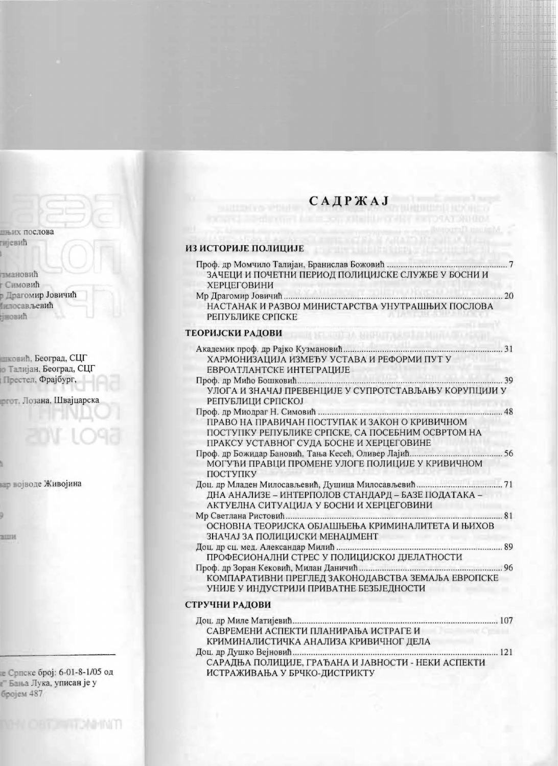# САДРЖАЈ

## ИЗ ИСТОРИЈЕ ПОЛИЦИЈЕ

Проф. др Момчило Талијан, Бранислав Божовић ..... 7
ЗАЧЕЦИ И ПОЧЕТНИ ПЕРИОД ПОЛИЦИЈСКЕ СЛУЖБЕ У БОСНИ И ХЕРЦЕГОВИНИ

Мр Драгомир Јовичић ..... 20
НАСТАНАК И РАЗВОЈ МИНИСТАРСТВА УНУТРАШЊИХ ПОСЛОВА РЕПУБЛИКЕ СРПСКЕ

## ТЕОРИЈСКИ РАДОВИ

Академик проф. др Рајко Кузмановић ..... 31
ХАРМОНИЗАЦИЈА ИЗМЕЂУ УСТАВА И РЕФОРМИ ПУТ У ЕВРОАТЛАНТСКЕ ИНТЕГРАЦИЈЕ

Проф. др Мићо Бошковић ..... 39
УЛОГА И ЗНАЧАЈ ПРЕВЕНЦИЈЕ У СУПРОТСТАВЉАЊУ КОРУПЦИЈИ У РЕПУБЛИЦИ СРПСКОЈ

Проф. др Миодраг Н. Симовић ..... 48
ПРАВО НА ПРАВИЧАН ПОСТУПАК И ЗАКОН О КРИВИЧНОМ ПОСТУПКУ РЕПУБЛИКЕ СРПСКЕ, СА ПОСЕБНИМ ОСВРТОМ НА ПРАКСУ УСТАВНОГ СУДА БОСНЕ И ХЕРЦЕГОВИНЕ

Проф. др Божидар Бановић, Тања Кесећ, Оливер Лајић ..... 56
МОГУЋИ ПРАВЦИ ПРОМЕНЕ УЛОГЕ ПОЛИЦИЈЕ У КРИВИЧНОМ ПОСТУПКУ

Доц. др Младен Милосављевић, Душица Милосављевић ..... 71
ДНА АНАЛИЗЕ – ИНТЕРПОЛОВ СТАНДАРД – БАЗЕ ПОДАТАКА – АКТУЕЛНА СИТУАЦИЈА У БОСНИ И ХЕРЦЕГОВИНИ

Мр Светлана Ристовић ..... 81
ОСНОВНА ТЕОРИЈСКА ОБЈАШЊЕЊА КРИМИНАЛИТЕТА И ЊИХОВ ЗНАЧАЈ ЗА ПОЛИЦИЈСКИ МЕНАЏМЕНТ

Доц. др сц. мед. Александар Милић ..... 89
ПРОФЕСИОНАЛНИ СТРЕС У ПОЛИЦИЈСКОЈ ДЈЕЛАТНОСТИ

Проф. др Зоран Кековић, Милан Даничић ..... 96
КОМПАРАТИВНИ ПРЕГЛЕД ЗАКОНОДАВСТВА ЗЕМАЉА ЕВРОПСКЕ УНИЈЕ У ИНДУСТРИЈИ ПРИВАТНЕ БЕЗБЈЕДНОСТИ

## СТРУЧНИ РАДОВИ

Доц. др Миле Матијевић ..... 107
САВРЕМЕНИ АСПЕКТИ ПЛАНИРАЊА ИСТРАГЕ И КРИМИНАЛИСТИЧКА АНАЛИЗА КРИВИЧНОГ ДЕЛА

Доц. др Душко Вејновић ..... 121
САРАДЊА ПОЛИЦИЈЕ, ГРАЂАНА И ЈАВНОСТИ - НЕКИ АСПЕКТИ ИСТРАЖИВАЊА У БРЧКО-ДИСТРИКТУ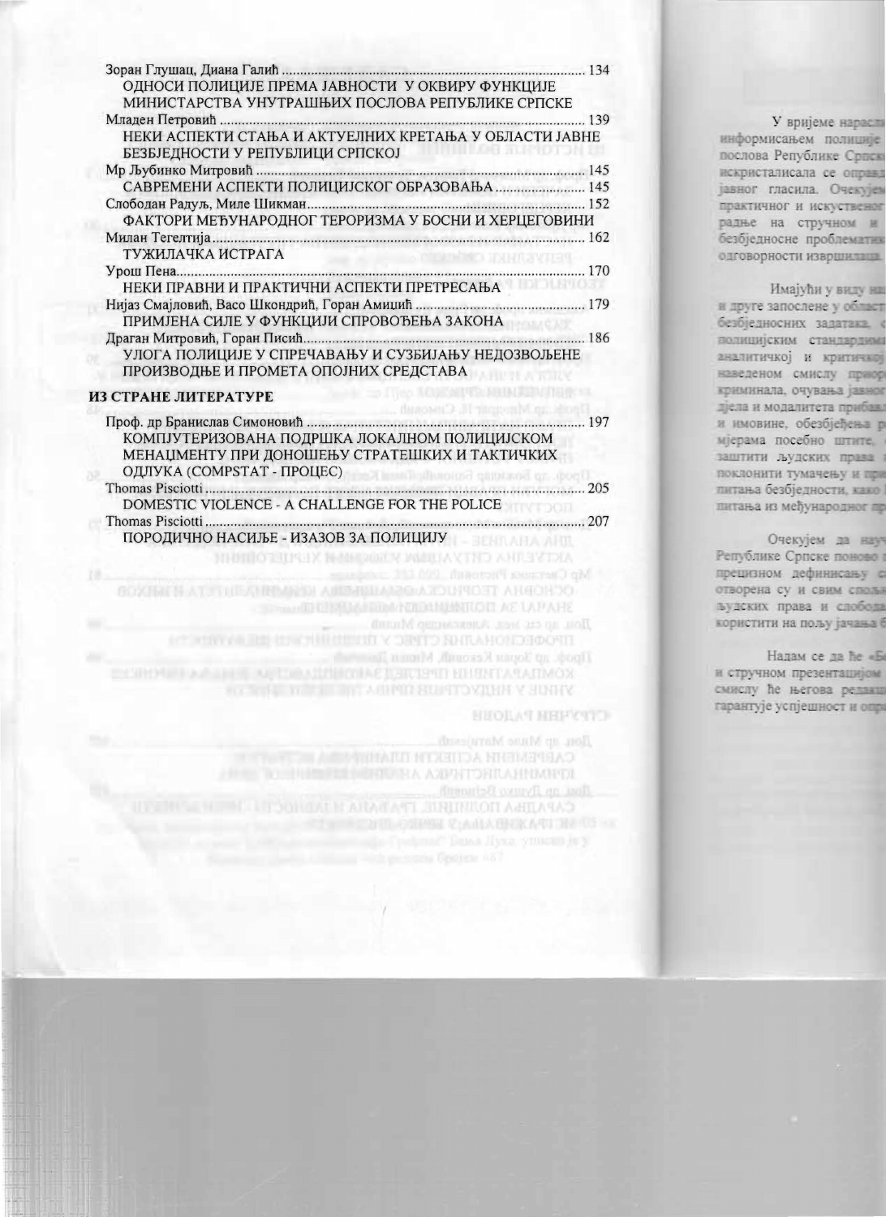Зоран Глушац, Диана Галић ........................................................................ 134
ОДНОСИ ПОЛИЦИЈЕ ПРЕМА ЈАВНОСТИ У ОКВИРУ ФУНКЦИЈЕ МИНИСТАРСТВА УНУТРАШЊИХ ПОСЛОВА РЕПУБЛИКЕ СРПСКЕ

Младен Петровић ........................................................................ 139
НЕКИ АСПЕКТИ СТАЊА И АКТУЕЛНИХ КРЕТАЊА У ОБЛАСТИ ЈАВНЕ БЕЗБЈЕДНОСТИ У РЕПУБЛИЦИ СРПСКОЈ

Мр Љубинко Митровић ........................................................................ 145
САВРЕМЕНИ АСПЕКТИ ПОЛИЦИЈСКОГ ОБРАЗОВАЊА ........................ 145

Слободан Радуљ, Миле Шикман ........................................................................ 152
ФАКТОРИ МЕЂУНАРОДНОГ ТЕРОРИЗМА У БОСНИ И ХЕРЦЕГОВИНИ

Милан Тегелтија ........................................................................ 162
ТУЖИЛАЧКА ИСТРАГА

Урош Пена ........................................................................ 170
НЕКИ ПРАВНИ И ПРАКТИЧНИ АСПЕКТИ ПРЕТРЕСАЊА

Нијаз Смајловић, Васо Шкондрић, Горан Амидић ........................................................................ 179
ПРИМЈЕНА СИЛЕ У ФУНКЦИЈИ СПРОВОЂЕЊА ЗАКОНА

Драган Митровић, Горан Писић ........................................................................ 186
УЛОГА ПОЛИЦИЈЕ У СПРЕЧАВАЊУ И СУЗБИЈАЊУ НЕДОЗВОЉЕНЕ ПРОИЗВОДЊЕ И ПРОМЕТА ОПОЈНИХ СРЕДСТАВА

## ИЗ СТРАНЕ ЛИТЕРАТУРЕ

Проф. др Бранислав Симоновић ........................................................................ 197
КОМПЈУТЕРИЗОВАНА ПОДРШКА ЛОКАЛНОМ ПОЛИЦИЈСКОМ МЕНАЏМЕНТУ ПРИ ДОНОШЕЊУ СТРАТЕШКИХ И ТАКТИЧКИХ ОДЛУКА (COMPSTAT - ПРОЦЕС)

Thomas Pisciotti ........................................................................ 205
DOMESTIC VIOLENCE - A CHALLENGE FOR THE POLICE

Thomas Pisciotti ........................................................................ 207
ПОРОДИЧНО НАСИЉЕ - ИЗАЗОВ ЗА ПОЛИЦИЈУ